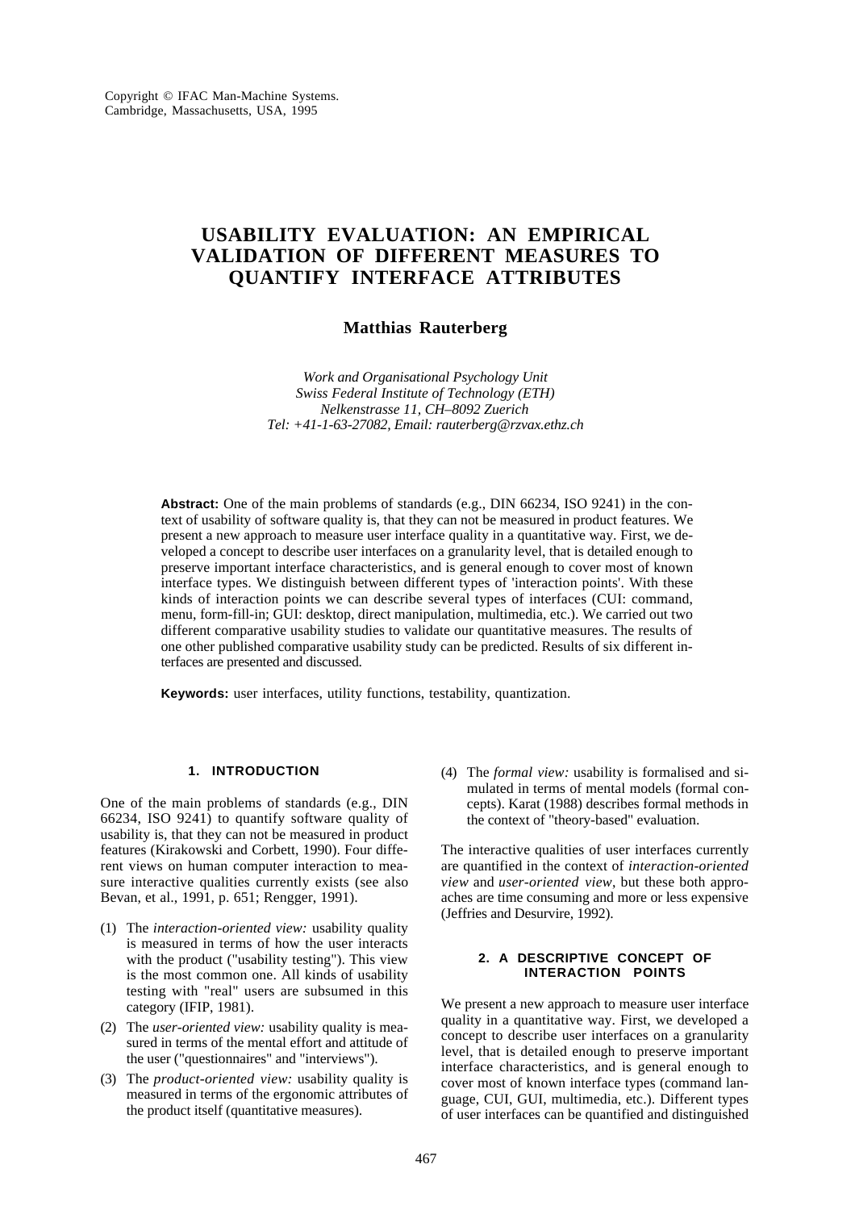Copyright © IFAC Man-Machine Systems.
Cambridge, Massachusetts, USA, 1995

# USABILITY EVALUATION: AN EMPIRICAL VALIDATION OF DIFFERENT MEASURES TO QUANTIFY INTERFACE ATTRIBUTES

**Matthias Rauterberg**

*Work and Organisational Psychology Unit*
*Swiss Federal Institute of Technology (ETH)*
*Nelkenstrasse 11, CH–8092 Zuerich*
*Tel: +41-1-63-27082, Email: rauterberg@rzvax.ethz.ch*

**Abstract:** One of the main problems of standards (e.g., DIN 66234, ISO 9241) in the context of usability of software quality is, that they can not be measured in product features. We present a new approach to measure user interface quality in a quantitative way. First, we developed a concept to describe user interfaces on a granularity level, that is detailed enough to preserve important interface characteristics, and is general enough to cover most of known interface types. We distinguish between different types of 'interaction points'. With these kinds of interaction points we can describe several types of interfaces (CUI: command, menu, form-fill-in; GUI: desktop, direct manipulation, multimedia, etc.). We carried out two different comparative usability studies to validate our quantitative measures. The results of one other published comparative usability study can be predicted. Results of six different interfaces are presented and discussed.

**Keywords:** user interfaces, utility functions, testability, quantization.

## 1. INTRODUCTION

One of the main problems of standards (e.g., DIN 66234, ISO 9241) to quantify software quality of usability is, that they can not be measured in product features (Kirakowski and Corbett, 1990). Four different views on human computer interaction to measure interactive qualities currently exists (see also Bevan, et al., 1991, p. 651; Rengger, 1991).

(1) The *interaction-oriented view:* usability quality is measured in terms of how the user interacts with the product ("usability testing"). This view is the most common one. All kinds of usability testing with "real" users are subsumed in this category (IFIP, 1981).

(2) The *user-oriented view:* usability quality is measured in terms of the mental effort and attitude of the user ("questionnaires" and "interviews").

(3) The *product-oriented view:* usability quality is measured in terms of the ergonomic attributes of the product itself (quantitative measures).

(4) The *formal view:* usability is formalised and simulated in terms of mental models (formal concepts). Karat (1988) describes formal methods in the context of "theory-based" evaluation.

The interactive qualities of user interfaces currently are quantified in the context of *interaction-oriented view* and *user-oriented view*, but these both approaches are time consuming and more or less expensive (Jeffries and Desurvire, 1992).

## 2. A DESCRIPTIVE CONCEPT OF INTERACTION POINTS

We present a new approach to measure user interface quality in a quantitative way. First, we developed a concept to describe user interfaces on a granularity level, that is detailed enough to preserve important interface characteristics, and is general enough to cover most of known interface types (command language, CUI, GUI, multimedia, etc.). Different types of user interfaces can be quantified and distinguished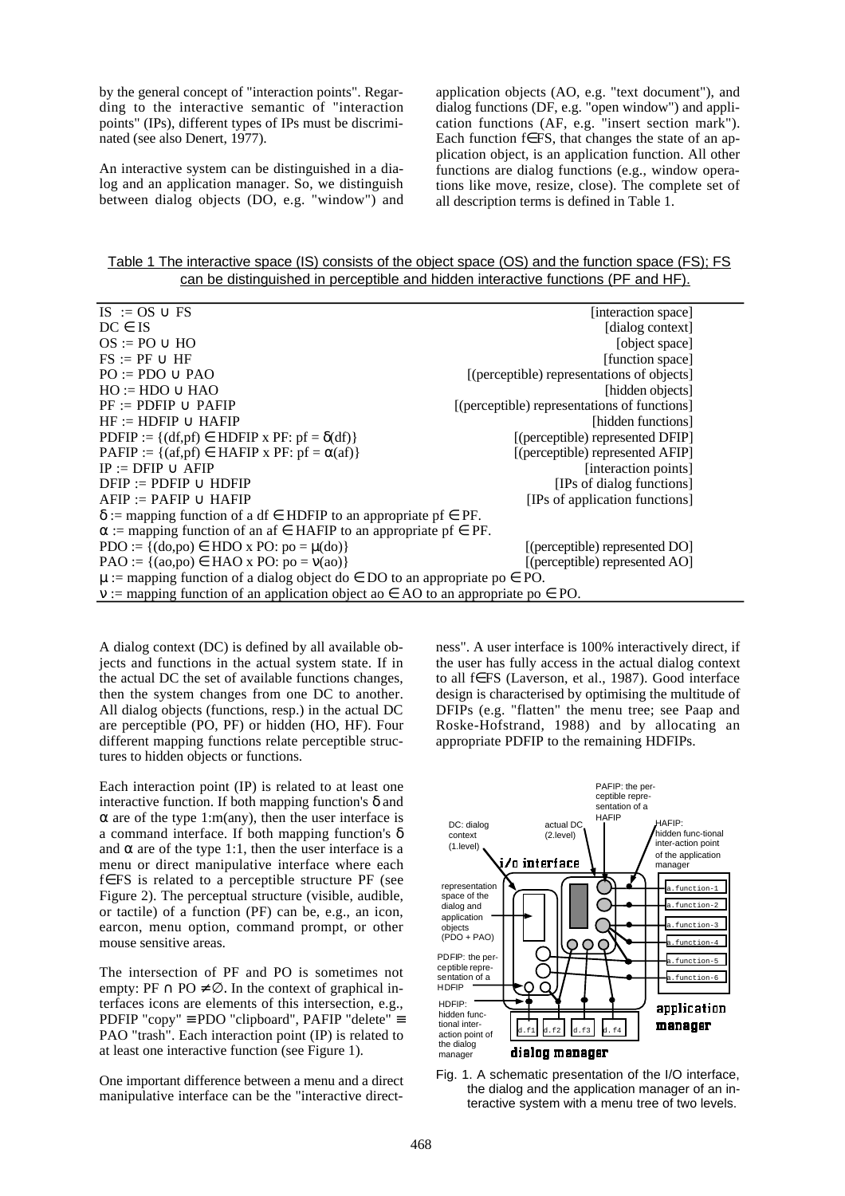by the general concept of "interaction points". Regarding to the interactive semantic of "interaction points" (IPs), different types of IPs must be discriminated (see also Denert, 1977).

An interactive system can be distinguished in a dialog and an application manager. So, we distinguish between dialog objects (DO, e.g. "window") and application objects (AO, e.g. "text document"), and dialog functions (DF, e.g. "open window") and application functions (AF, e.g. "insert section mark"). Each function f∈FS, that changes the state of an application object, is an application function. All other functions are dialog functions (e.g., window operations like move, resize, close). The complete set of all description terms is defined in Table 1.

Table 1 The interactive space (IS) consists of the object space (OS) and the function space (FS); FS can be distinguished in perceptible and hidden interactive functions (PF and HF).

| Definition | Description |
|---|---|
| $IS := OS \cup FS$ | [interaction space] |
| $DC \in IS$ | [dialog context] |
| $OS := PO \cup HO$ | [object space] |
| $FS := PF \cup HF$ | [function space] |
| $PO := PDO \cup PAO$ | [(perceptible) representations of objects] |
| $HO := HDO \cup HAO$ | [hidden objects] |
| $PF := PDFIP \cup PAFIP$ | [(perceptible) representations of functions] |
| $HF := HDFIP \cup HAFIP$ | [hidden functions] |
| $PDFIP := \{(df,pf) \in HDFIP \times PF: pf = \delta(df)\}$ | [(perceptible) represented DFIP] |
| $PAFIP := \{(af,pf) \in HAFIP \times PF: pf = \alpha(af)\}$ | [(perceptible) represented AFIP] |
| $IP := DFIP \cup AFIP$ | [interaction points] |
| $DFIP := PDFIP \cup HDFIP$ | [IPs of dialog functions] |
| $AFIP := PAFIP \cup HAFIP$ | [IPs of application functions] |
| $\delta :=$ mapping function of a $df \in HDFIP$ to an appropriate $pf \in PF$. | |
| $\alpha :=$ mapping function of an $af \in HAFIP$ to an appropriate $pf \in PF$. | |
| $PDO := \{(do,po) \in HDO \times PO: po = \mu(do)\}$ | [(perceptible) represented DO] |
| $PAO := \{(ao,po) \in HAO \times PO: po = \nu(ao)\}$ | [(perceptible) represented AO] |
| $\mu :=$ mapping function of a dialog object $do \in DO$ to an appropriate $po \in PO$. | |
| $\nu :=$ mapping function of an application object $ao \in AO$ to an appropriate $po \in PO$. | |

A dialog context (DC) is defined by all available objects and functions in the actual system state. If in the actual DC the set of available functions changes, then the system changes from one DC to another. All dialog objects (functions, resp.) in the actual DC are perceptible (PO, PF) or hidden (HO, HF). Four different mapping functions relate perceptible structures to hidden objects or functions.

Each interaction point (IP) is related to at least one interactive function. If both mapping function's $\delta$ and $\alpha$ are of the type 1:m(any), then the user interface is a command interface. If both mapping function's $\delta$ and $\alpha$ are of the type 1:1, then the user interface is a menu or direct manipulative interface where each f∈FS is related to a perceptible structure PF (see Figure 2). The perceptual structure (visible, audible, or tactile) of a function (PF) can be, e.g., an icon, earcon, menu option, command prompt, or other mouse sensitive areas.

The intersection of PF and PO is sometimes not empty: $PF \cap PO \neq \emptyset$. In the context of graphical interfaces icons are elements of this intersection, e.g., PDFIP "copy" ≡ PDO "clipboard", PAFIP "delete" ≡ PAO "trash". Each interaction point (IP) is related to at least one interactive function (see Figure 1).

One important difference between a menu and a direct manipulative interface can be the "interactive directness". A user interface is 100% interactively direct, if the user has fully access in the actual dialog context to all f∈FS (Laverson, et al., 1987). Good interface design is characterised by optimising the multitude of DFIPs (e.g. "flatten" the menu tree; see Paap and Roske-Hofstrand, 1988) and by allocating an appropriate PDFIP to the remaining HDFIPs.

Fig. 1. A schematic presentation of the I/O interface, the dialog and the application manager of an interactive system with a menu tree of two levels.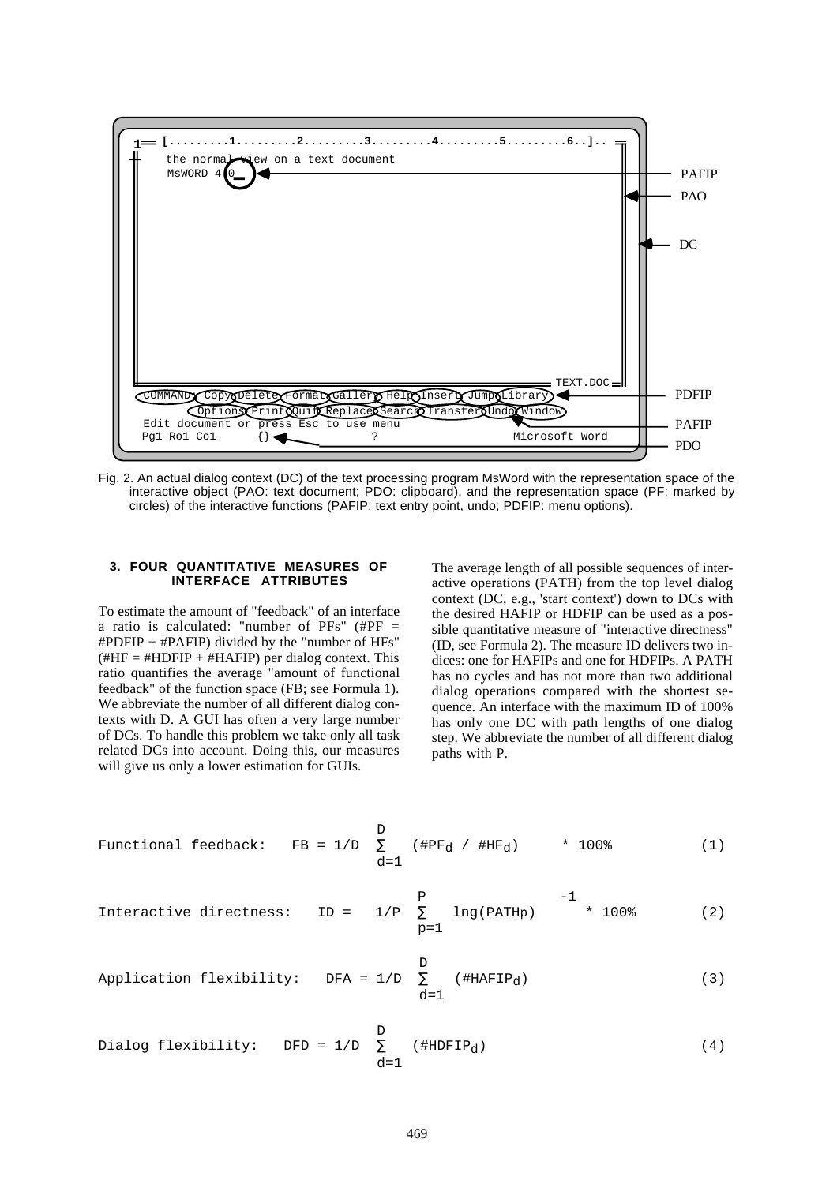Fig. 2. An actual dialog context (DC) of the text processing program MsWord with the representation space of the interactive object (PAO: text document; PDO: clipboard), and the representation space (PF: marked by circles) of the interactive functions (PAFIP: text entry point, undo; PDFIP: menu options).

### 3. FOUR QUANTITATIVE MEASURES OF INTERFACE ATTRIBUTES

To estimate the amount of "feedback" of an interface a ratio is calculated: "number of PFs" (#PF = #PDFIP + #PAFIP) divided by the "number of HFs" (#HF = #HDFIP + #HAFIP) per dialog context. This ratio quantifies the average "amount of functional feedback" of the function space (FB; see Formula 1). We abbreviate the number of all different dialog contexts with D. A GUI has often a very large number of DCs. To handle this problem we take only all task related DCs into account. Doing this, our measures will give us only a lower estimation for GUIs.

The average length of all possible sequences of interactive operations (PATH) from the top level dialog context (DC, e.g., 'start context') down to DCs with the desired HAFIP or HDFIP can be used as a possible quantitative measure of "interactive directness" (ID, see Formula 2). The measure ID delivers two indices: one for HAFIPs and one for HDFIPs. A PATH has no cycles and has not more than two additional dialog operations compared with the shortest sequence. An interface with the maximum ID of 100% has only one DC with path lengths of one dialog step. We abbreviate the number of all different dialog paths with P.

Functional feedback:
$$FB = 1/D \sum_{d=1}^{D} (\#PF_d / \#HF_d) \quad * 100\% \qquad (1)$$

Interactive directness:
$$ID = \left(1/P \sum_{p=1}^{P} lng(PATH_p)\right)^{-1} * 100\% \qquad (2)$$

Application flexibility:
$$DFA = 1/D \sum_{d=1}^{D} (\#HAFIP_d) \qquad (3)$$

Dialog flexibility:
$$DFD = 1/D \sum_{d=1}^{D} (\#HDFIP_d) \qquad (4)$$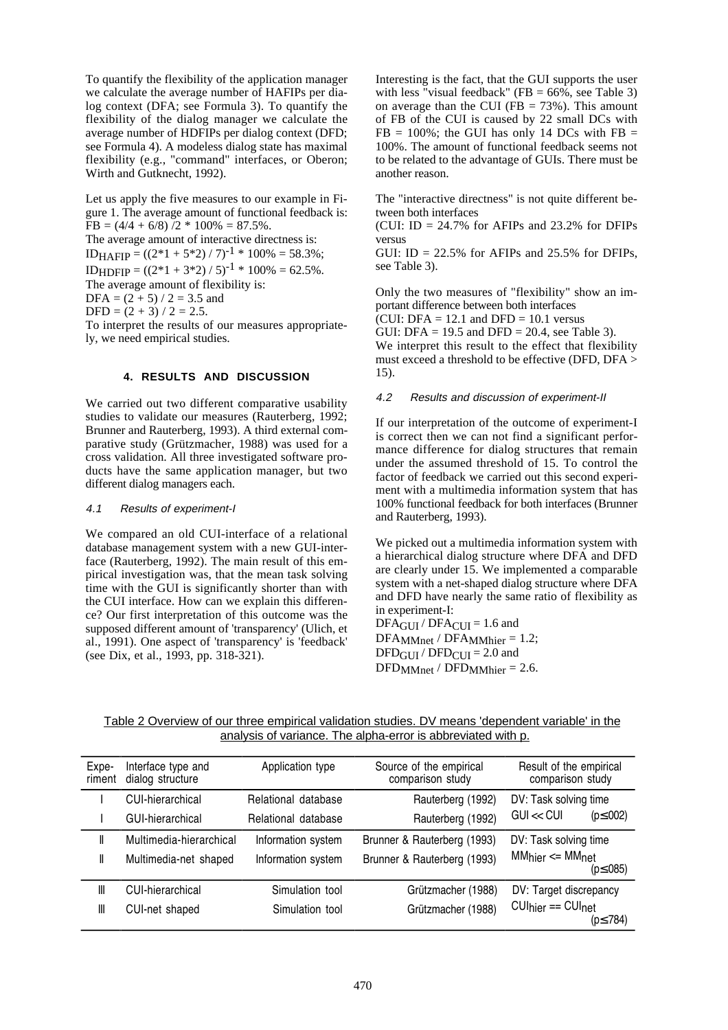To quantify the flexibility of the application manager we calculate the average number of HAFIPs per dialog context (DFA; see Formula 3). To quantify the flexibility of the dialog manager we calculate the average number of HDFIPs per dialog context (DFD; see Formula 4). A modeless dialog state has maximal flexibility (e.g., "command" interfaces, or Oberon; Wirth and Gutknecht, 1992).

Let us apply the five measures to our example in Figure 1. The average amount of functional feedback is: $FB = (4/4 + 6/8) / 2 * 100\% = 87.5\%$.
The average amount of interactive directness is:
$ID_{HAFIP} = ((2*1 + 5*2) / 7)^{-1} * 100\% = 58.3\%$;
$ID_{HDFIP} = ((2*1 + 3*2) / 5)^{-1} * 100\% = 62.5\%$.
The average amount of flexibility is:
$DFA = (2 + 5) / 2 = 3.5$ and
$DFD = (2 + 3) / 2 = 2.5$.
To interpret the results of our measures appropriately, we need empirical studies.

## 4. RESULTS AND DISCUSSION

We carried out two different comparative usability studies to validate our measures (Rauterberg, 1992; Brunner and Rauterberg, 1993). A third external comparative study (Grützmacher, 1988) was used for a cross validation. All three investigated software products have the same application manager, but two different dialog managers each.

### 4.1 Results of experiment-I

We compared an old CUI-interface of a relational database management system with a new GUI-interface (Rauterberg, 1992). The main result of this empirical investigation was, that the mean task solving time with the GUI is significantly shorter than with the CUI interface. How can we explain this difference? Our first interpretation of this outcome was the supposed different amount of 'transparency' (Ulich, et al., 1991). One aspect of 'transparency' is 'feedback' (see Dix, et al., 1993, pp. 318-321).

Interesting is the fact, that the GUI supports the user with less "visual feedback" (FB = 66%, see Table 3) on average than the CUI (FB = 73%). This amount of FB of the CUI is caused by 22 small DCs with FB = 100%; the GUI has only 14 DCs with FB = 100%. The amount of functional feedback seems not to be related to the advantage of GUIs. There must be another reason.

The "interactive directness" is not quite different between both interfaces
(CUI: ID = 24.7% for AFIPs and 23.2% for DFIPs versus
GUI: ID = 22.5% for AFIPs and 25.5% for DFIPs, see Table 3).

Only the two measures of "flexibility" show an important difference between both interfaces
(CUI: DFA = 12.1 and DFD = 10.1 versus
GUI: DFA = 19.5 and DFD = 20.4, see Table 3).
We interpret this result to the effect that flexibility must exceed a threshold to be effective (DFD, DFA > 15).

### 4.2 Results and discussion of experiment-II

If our interpretation of the outcome of experiment-I is correct then we can not find a significant performance difference for dialog structures that remain under the assumed threshold of 15. To control the factor of feedback we carried out this second experiment with a multimedia information system that has 100% functional feedback for both interfaces (Brunner and Rauterberg, 1993).

We picked out a multimedia information system with a hierarchical dialog structure where DFA and DFD are clearly under 15. We implemented a comparable system with a net-shaped dialog structure where DFA and DFD have nearly the same ratio of flexibility as in experiment-I:
$DFA_{GUI} / DFA_{CUI} = 1.6$ and
$DFA_{MMnet} / DFA_{MMhier} = 1.2$;
$DFD_{GUI} / DFD_{CUI} = 2.0$ and
$DFD_{MMnet} / DFD_{MMhier} = 2.6$.

Table 2 Overview of our three empirical validation studies. DV means 'dependent variable' in the analysis of variance. The alpha-error is abbreviated with p.

| Experiment | Interface type and dialog structure | Application type | Source of the empirical comparison study | Result of the empirical comparison study |
|---|---|---|---|---|
| I | CUI-hierarchical | Relational database | Rauterberg (1992) | DV: Task solving time |
| I | GUI-hierarchical | Relational database | Rauterberg (1992) | GUI << CUI ($p \leq .002$) |
| II | Multimedia-hierarchical | Information system | Brunner & Rauterberg (1993) | DV: Task solving time |
| II | Multimedia-net shaped | Information system | Brunner & Rauterberg (1993) | $MM_{hier} <= MM_{net}$ ($p \leq .085$) |
| III | CUI-hierarchical | Simulation tool | Grützmacher (1988) | DV: Target discrepancy |
| III | CUI-net shaped | Simulation tool | Grützmacher (1988) | $CUI_{hier} == CUI_{net}$ ($p \leq .784$) |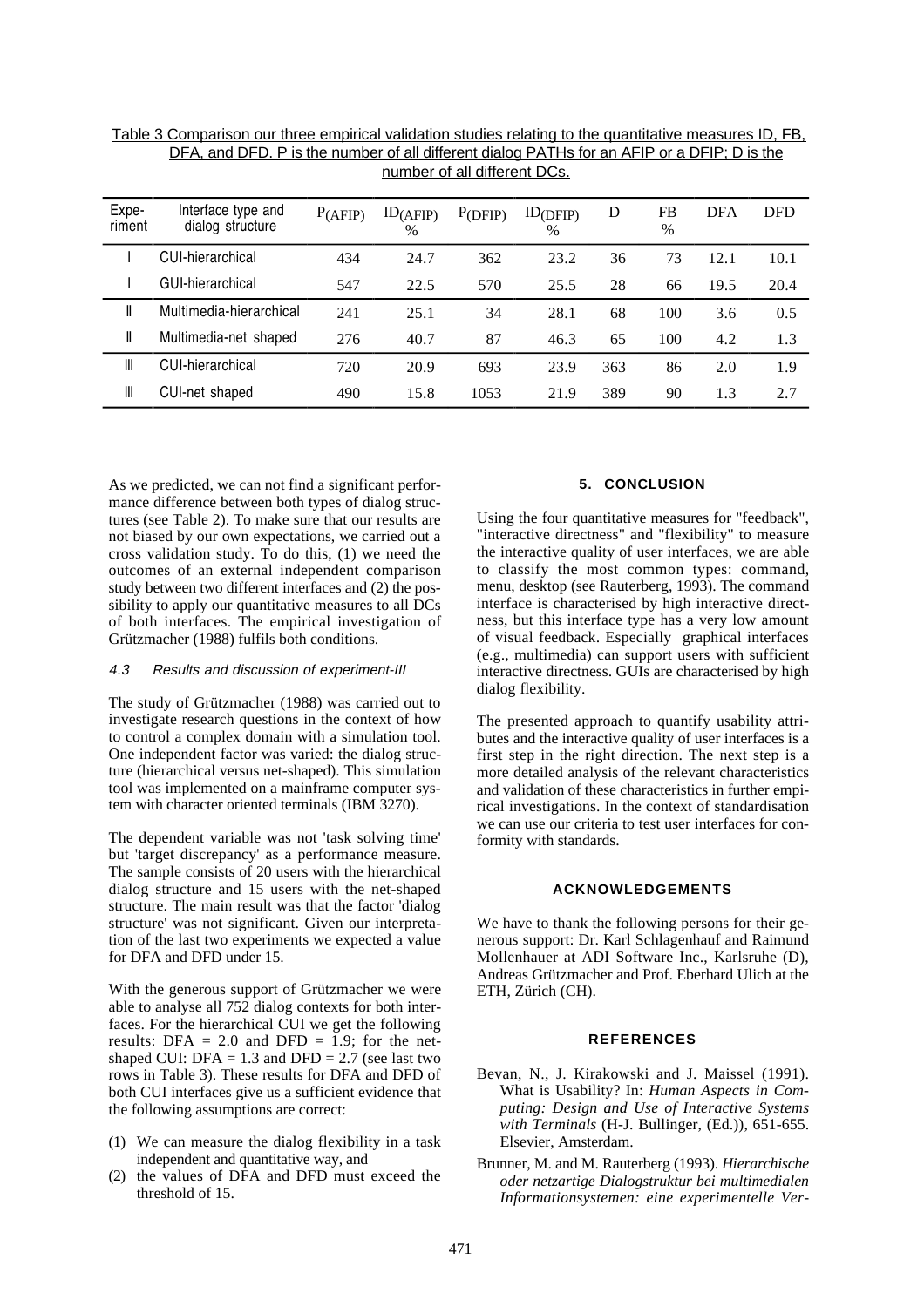Table 3 Comparison our three empirical validation studies relating to the quantitative measures ID, FB, DFA, and DFD. P is the number of all different dialog PATHs for an AFIP or a DFIP; D is the number of all different DCs.

| Experiment | Interface type and dialog structure | $P_{(AFIP)}$ | $ID_{(AFIP)}$ % | $P_{(DFIP)}$ | $ID_{(DFIP)}$ % | D | FB % | DFA | DFD |
|---|---|---|---|---|---|---|---|---|---|
| I | CUI-hierarchical | 434 | 24.7 | 362 | 23.2 | 36 | 73 | 12.1 | 10.1 |
| I | GUI-hierarchical | 547 | 22.5 | 570 | 25.5 | 28 | 66 | 19.5 | 20.4 |
| II | Multimedia-hierarchical | 241 | 25.1 | 34 | 28.1 | 68 | 100 | 3.6 | 0.5 |
| II | Multimedia-net shaped | 276 | 40.7 | 87 | 46.3 | 65 | 100 | 4.2 | 1.3 |
| III | CUI-hierarchical | 720 | 20.9 | 693 | 23.9 | 363 | 86 | 2.0 | 1.9 |
| III | CUI-net shaped | 490 | 15.8 | 1053 | 21.9 | 389 | 90 | 1.3 | 2.7 |

As we predicted, we can not find a significant performance difference between both types of dialog structures (see Table 2). To make sure that our results are not biased by our own expectations, we carried out a cross validation study. To do this, (1) we need the outcomes of an external independent comparison study between two different interfaces and (2) the possibility to apply our quantitative measures to all DCs of both interfaces. The empirical investigation of Grützmacher (1988) fulfils both conditions.

### 4.3 Results and discussion of experiment-III

The study of Grützmacher (1988) was carried out to investigate research questions in the context of how to control a complex domain with a simulation tool. One independent factor was varied: the dialog structure (hierarchical versus net-shaped). This simulation tool was implemented on a mainframe computer system with character oriented terminals (IBM 3270).

The dependent variable was not 'task solving time' but 'target discrepancy' as a performance measure. The sample consists of 20 users with the hierarchical dialog structure and 15 users with the net-shaped structure. The main result was that the factor 'dialog structure' was not significant. Given our interpretation of the last two experiments we expected a value for DFA and DFD under 15.

With the generous support of Grützmacher we were able to analyse all 752 dialog contexts for both interfaces. For the hierarchical CUI we get the following results: DFA = 2.0 and DFD = 1.9; for the net-shaped CUI: DFA = 1.3 and DFD = 2.7 (see last two rows in Table 3). These results for DFA and DFD of both CUI interfaces give us a sufficient evidence that the following assumptions are correct:

(1) We can measure the dialog flexibility in a task independent and quantitative way, and
(2) the values of DFA and DFD must exceed the threshold of 15.

## 5. CONCLUSION

Using the four quantitative measures for "feedback", "interactive directness" and "flexibility" to measure the interactive quality of user interfaces, we are able to classify the most common types: command, menu, desktop (see Rauterberg, 1993). The command interface is characterised by high interactive directness, but this interface type has a very low amount of visual feedback. Especially graphical interfaces (e.g., multimedia) can support users with sufficient interactive directness. GUIs are characterised by high dialog flexibility.

The presented approach to quantify usability attributes and the interactive quality of user interfaces is a first step in the right direction. The next step is a more detailed analysis of the relevant characteristics and validation of these characteristics in further empirical investigations. In the context of standardisation we can use our criteria to test user interfaces for conformity with standards.

## ACKNOWLEDGEMENTS

We have to thank the following persons for their generous support: Dr. Karl Schlagenhauf and Raimund Mollenhauer at ADI Software Inc., Karlsruhe (D), Andreas Grützmacher and Prof. Eberhard Ulich at the ETH, Zürich (CH).

## REFERENCES

Bevan, N., J. Kirakowski and J. Maissel (1991). What is Usability? In: *Human Aspects in Computing: Design and Use of Interactive Systems with Terminals* (H-J. Bullinger, (Ed.)), 651-655. Elsevier, Amsterdam.

Brunner, M. and M. Rauterberg (1993). *Hierarchische oder netzartige Dialogstruktur bei multimedialen Informationsystemen: eine experimentelle Ver-*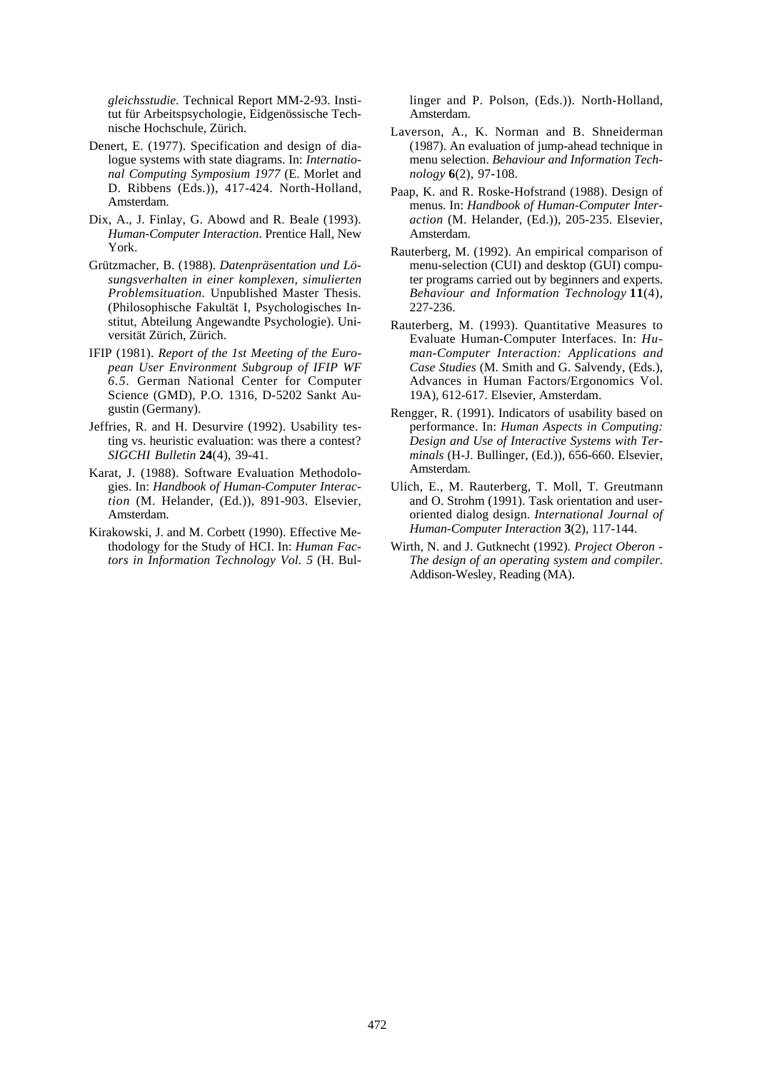*gleichsstudie*. Technical Report MM-2-93. Institut für Arbeitspsychologie, Eidgenössische Technische Hochschule, Zürich.

Denert, E. (1977). Specification and design of dialogue systems with state diagrams. In: *International Computing Symposium 1977* (E. Morlet and D. Ribbens (Eds.)), 417-424. North-Holland, Amsterdam.

Dix, A., J. Finlay, G. Abowd and R. Beale (1993). *Human-Computer Interaction*. Prentice Hall, New York.

Grützmacher, B. (1988). *Datenpräsentation und Lösungsverhalten in einer komplexen, simulierten Problemsituation*. Unpublished Master Thesis. (Philosophische Fakultät I, Psychologisches Institut, Abteilung Angewandte Psychologie). Universität Zürich, Zürich.

IFIP (1981). *Report of the 1st Meeting of the European User Environment Subgroup of IFIP WF 6.5*. German National Center for Computer Science (GMD), P.O. 1316, D-5202 Sankt Augustin (Germany).

Jeffries, R. and H. Desurvire (1992). Usability testing vs. heuristic evaluation: was there a contest? *SIGCHI Bulletin* **24**(4), 39-41.

Karat, J. (1988). Software Evaluation Methodologies. In: *Handbook of Human-Computer Interaction* (M. Helander, (Ed.)), 891-903. Elsevier, Amsterdam.

Kirakowski, J. and M. Corbett (1990). Effective Methodology for the Study of HCI. In: *Human Factors in Information Technology Vol. 5* (H. Bullinger and P. Polson, (Eds.)). North-Holland, Amsterdam.

Laverson, A., K. Norman and B. Shneiderman (1987). An evaluation of jump-ahead technique in menu selection. *Behaviour and Information Technology* **6**(2), 97-108.

Paap, K. and R. Roske-Hofstrand (1988). Design of menus. In: *Handbook of Human-Computer Interaction* (M. Helander, (Ed.)), 205-235. Elsevier, Amsterdam.

Rauterberg, M. (1992). An empirical comparison of menu-selection (CUI) and desktop (GUI) computer programs carried out by beginners and experts. *Behaviour and Information Technology* **11**(4), 227-236.

Rauterberg, M. (1993). Quantitative Measures to Evaluate Human-Computer Interfaces. In: *Human-Computer Interaction: Applications and Case Studies* (M. Smith and G. Salvendy, (Eds.), Advances in Human Factors/Ergonomics Vol. 19A), 612-617. Elsevier, Amsterdam.

Rengger, R. (1991). Indicators of usability based on performance. In: *Human Aspects in Computing: Design and Use of Interactive Systems with Terminals* (H-J. Bullinger, (Ed.)), 656-660. Elsevier, Amsterdam.

Ulich, E., M. Rauterberg, T. Moll, T. Greutmann and O. Strohm (1991). Task orientation and user-oriented dialog design. *International Journal of Human-Computer Interaction* **3**(2), 117-144.

Wirth, N. and J. Gutknecht (1992). *Project Oberon - The design of an operating system and compiler.* Addison-Wesley, Reading (MA).